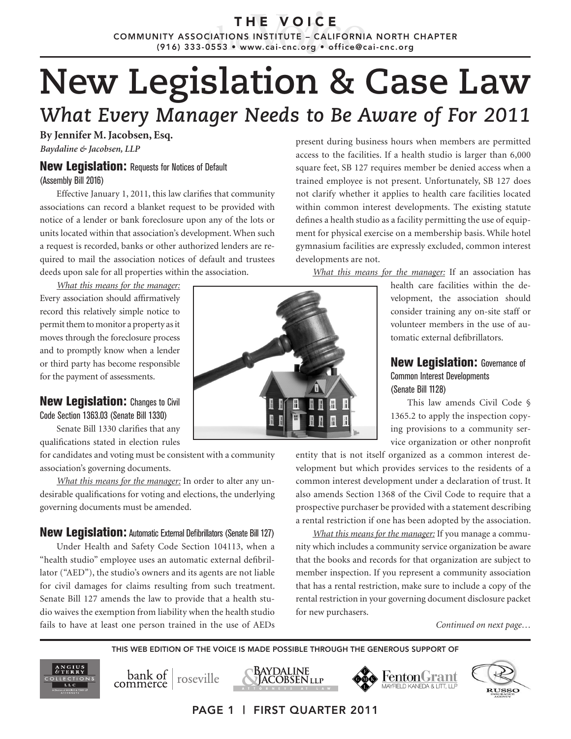# New Legislation & Case Law

## *What Every Manager Needs to Be Aware of For 2011*

**By Jennifer M. Jacobsen, Esq.**
***Baydaline & Jacobsen, LLP***

### New Legislation: Requests for Notices of Default (Assembly Bill 2016)

Effective January 1, 2011, this law clarifies that community associations can record a blanket request to be provided with notice of a lender or bank foreclosure upon any of the lots or units located within that association's development. When such a request is recorded, banks or other authorized lenders are required to mail the association notices of default and trustees deeds upon sale for all properties within the association.

*What this means for the manager:* Every association should affirmatively record this relatively simple notice to permit them to monitor a property as it moves through the foreclosure process and to promptly know when a lender or third party has become responsible for the payment of assessments.

### New Legislation: Changes to Civil Code Section 1363.03 (Senate Bill 1330)

Senate Bill 1330 clarifies that any qualifications stated in election rules for candidates and voting must be consistent with a community association's governing documents.

*What this means for the manager:* In order to alter any undesirable qualifications for voting and elections, the underlying governing documents must be amended.

### New Legislation: Automatic External Defibrillators (Senate Bill 127)

Under Health and Safety Code Section 104113, when a "health studio" employee uses an automatic external defibrillator ("AED"), the studio's owners and its agents are not liable for civil damages for claims resulting from such treatment. Senate Bill 127 amends the law to provide that a health studio waives the exemption from liability when the health studio fails to have at least one person trained in the use of AEDs present during business hours when members are permitted access to the facilities. If a health studio is larger than 6,000 square feet, SB 127 requires member be denied access when a trained employee is not present. Unfortunately, SB 127 does not clarify whether it applies to health care facilities located within common interest developments. The existing statute defines a health studio as a facility permitting the use of equipment for physical exercise on a membership basis. While hotel gymnasium facilities are expressly excluded, common interest developments are not.

*What this means for the manager:* If an association has health care facilities within the development, the association should consider training any on-site staff or volunteer members in the use of automatic external defibrillators.

### New Legislation: Governance of Common Interest Developments (Senate Bill 1128)

This law amends Civil Code § 1365.2 to apply the inspection copying provisions to a community service organization or other nonprofit entity that is not itself organized as a common interest development but which provides services to the residents of a common interest development under a declaration of trust. It also amends Section 1368 of the Civil Code to require that a prospective purchaser be provided with a statement describing a rental restriction if one has been adopted by the association.

*What this means for the manager:* If you manage a community which includes a community service organization be aware that the books and records for that organization are subject to member inspection. If you represent a community association that has a rental restriction, make sure to include a copy of the rental restriction in your governing document disclosure packet for new purchasers.

*Continued on next page…*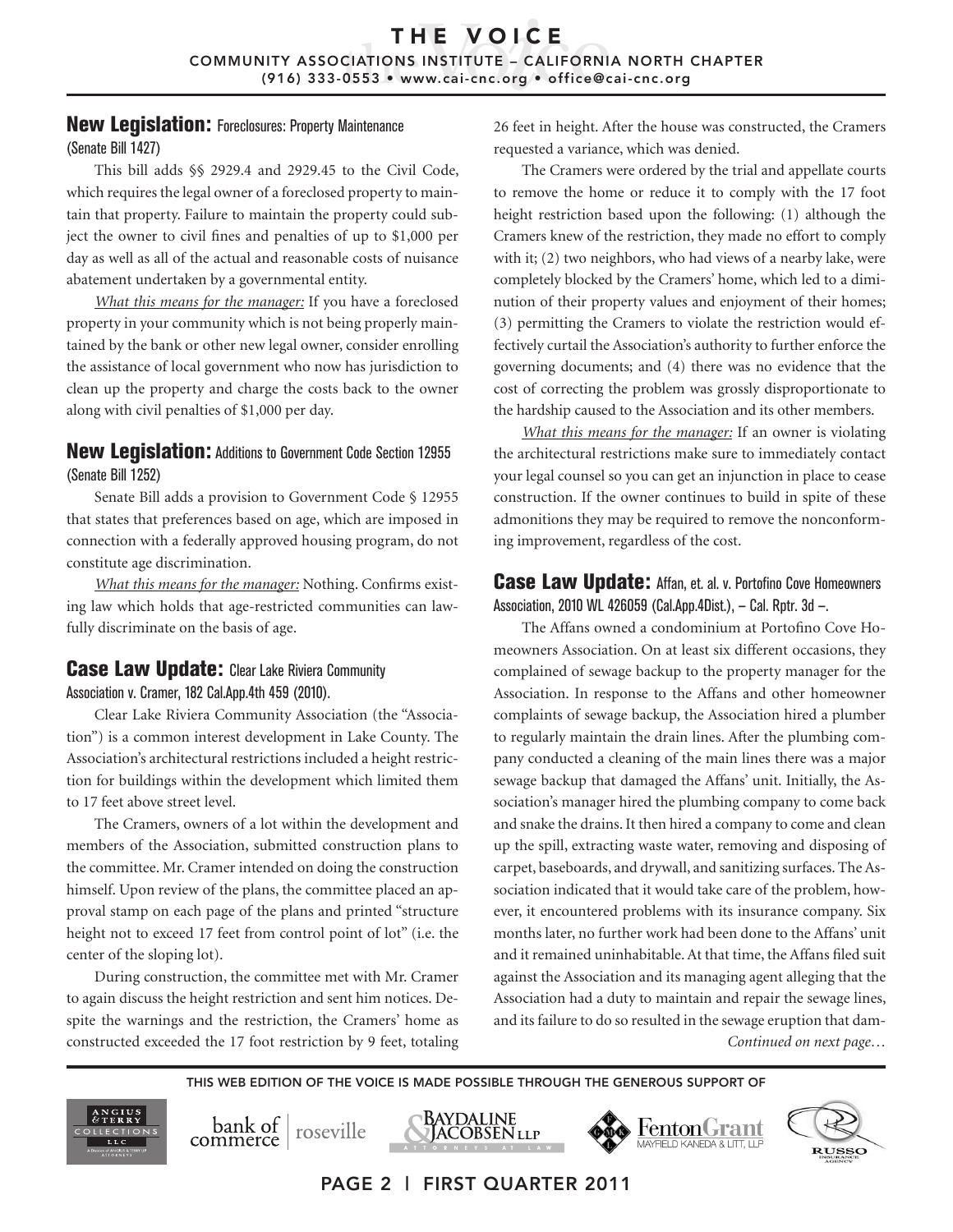## New Legislation: Foreclosures: Property Maintenance (Senate Bill 1427)

This bill adds §§ 2929.4 and 2929.45 to the Civil Code, which requires the legal owner of a foreclosed property to maintain that property. Failure to maintain the property could subject the owner to civil fines and penalties of up to $1,000 per day as well as all of the actual and reasonable costs of nuisance abatement undertaken by a governmental entity.

*What this means for the manager:* If you have a foreclosed property in your community which is not being properly maintained by the bank or other new legal owner, consider enrolling the assistance of local government who now has jurisdiction to clean up the property and charge the costs back to the owner along with civil penalties of $1,000 per day.

## New Legislation: Additions to Government Code Section 12955 (Senate Bill 1252)

Senate Bill adds a provision to Government Code § 12955 that states that preferences based on age, which are imposed in connection with a federally approved housing program, do not constitute age discrimination.

*What this means for the manager:* Nothing. Confirms existing law which holds that age-restricted communities can lawfully discriminate on the basis of age.

## Case Law Update: Clear Lake Riviera Community Association v. Cramer, 182 Cal.App.4th 459 (2010).

Clear Lake Riviera Community Association (the "Association") is a common interest development in Lake County. The Association's architectural restrictions included a height restriction for buildings within the development which limited them to 17 feet above street level.

The Cramers, owners of a lot within the development and members of the Association, submitted construction plans to the committee. Mr. Cramer intended on doing the construction himself. Upon review of the plans, the committee placed an approval stamp on each page of the plans and printed "structure height not to exceed 17 feet from control point of lot" (i.e. the center of the sloping lot).

During construction, the committee met with Mr. Cramer to again discuss the height restriction and sent him notices. Despite the warnings and the restriction, the Cramers' home as constructed exceeded the 17 foot restriction by 9 feet, totaling 26 feet in height. After the house was constructed, the Cramers requested a variance, which was denied.

The Cramers were ordered by the trial and appellate courts to remove the home or reduce it to comply with the 17 foot height restriction based upon the following: (1) although the Cramers knew of the restriction, they made no effort to comply with it; (2) two neighbors, who had views of a nearby lake, were completely blocked by the Cramers' home, which led to a diminution of their property values and enjoyment of their homes; (3) permitting the Cramers to violate the restriction would effectively curtail the Association's authority to further enforce the governing documents; and (4) there was no evidence that the cost of correcting the problem was grossly disproportionate to the hardship caused to the Association and its other members.

*What this means for the manager:* If an owner is violating the architectural restrictions make sure to immediately contact your legal counsel so you can get an injunction in place to cease construction. If the owner continues to build in spite of these admonitions they may be required to remove the nonconforming improvement, regardless of the cost.

## Case Law Update: Affan, et. al. v. Portofino Cove Homeowners Association, 2010 WL 426059 (Cal.App.4Dist.), – Cal. Rptr. 3d –.

The Affans owned a condominium at Portofino Cove Homeowners Association. On at least six different occasions, they complained of sewage backup to the property manager for the Association. In response to the Affans and other homeowner complaints of sewage backup, the Association hired a plumber to regularly maintain the drain lines. After the plumbing company conducted a cleaning of the main lines there was a major sewage backup that damaged the Affans' unit. Initially, the Association's manager hired the plumbing company to come back and snake the drains. It then hired a company to come and clean up the spill, extracting waste water, removing and disposing of carpet, baseboards, and drywall, and sanitizing surfaces. The Association indicated that it would take care of the problem, however, it encountered problems with its insurance company. Six months later, no further work had been done to the Affans' unit and it remained uninhabitable. At that time, the Affans filed suit against the Association and its managing agent alleging that the Association had a duty to maintain and repair the sewage lines, and its failure to do so resulted in the sewage eruption that dam-

*Continued on next page…*

THIS WEB EDITION OF THE VOICE IS MADE POSSIBLE THROUGH THE GENEROUS SUPPORT OF

Angius & Terry Collections LLC | bank of commerce | roseville | Baydaline & Jacobsen LLP | Fenton Grant Mayfield Kaneda & Litt, LLP | Russo Insurance Agency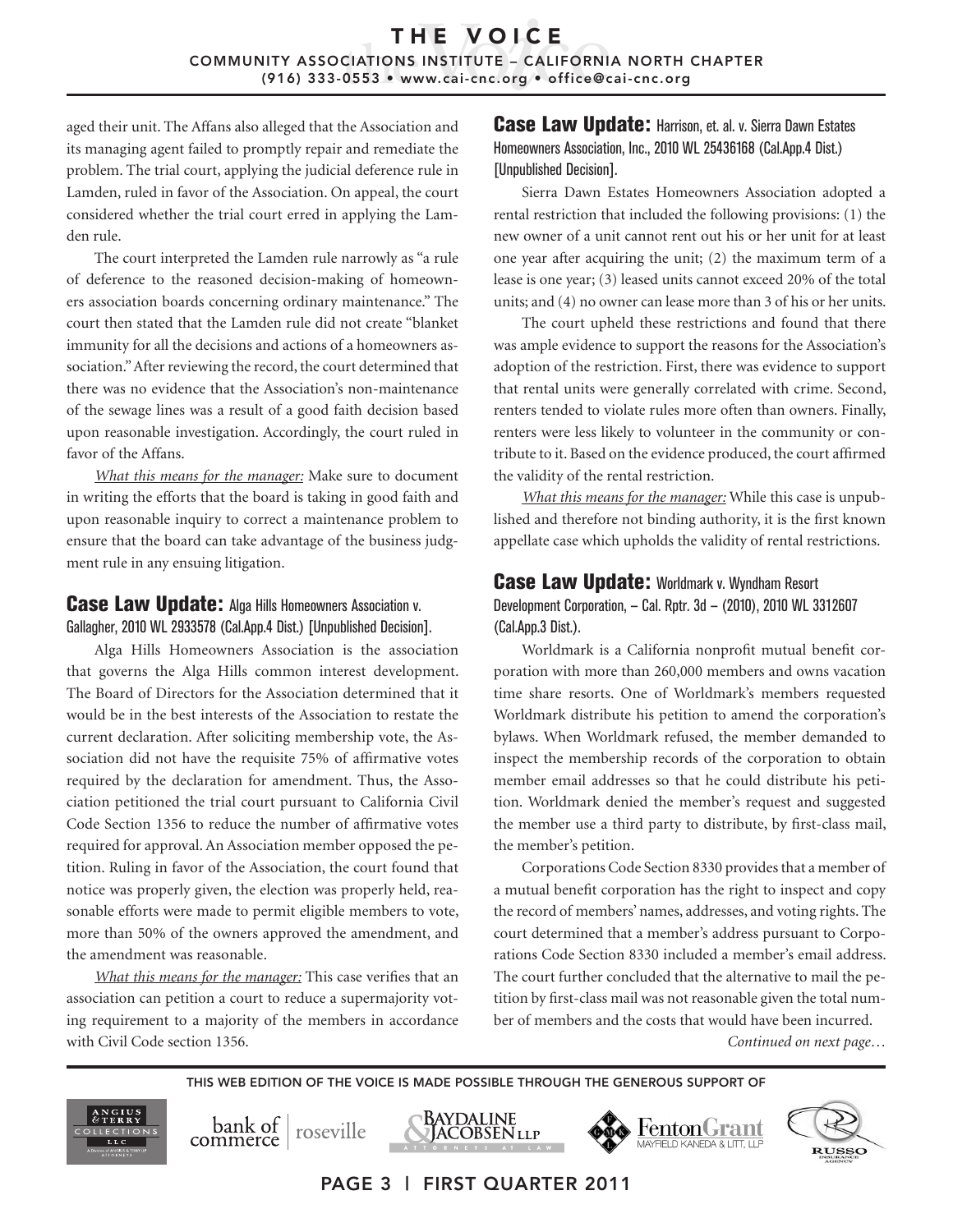aged their unit. The Affans also alleged that the Association and its managing agent failed to promptly repair and remediate the problem. The trial court, applying the judicial deference rule in Lamden, ruled in favor of the Association. On appeal, the court considered whether the trial court erred in applying the Lamden rule.

The court interpreted the Lamden rule narrowly as "a rule of deference to the reasoned decision-making of homeowners association boards concerning ordinary maintenance." The court then stated that the Lamden rule did not create "blanket immunity for all the decisions and actions of a homeowners association." After reviewing the record, the court determined that there was no evidence that the Association's non-maintenance of the sewage lines was a result of a good faith decision based upon reasonable investigation. Accordingly, the court ruled in favor of the Affans.

*What this means for the manager:* Make sure to document in writing the efforts that the board is taking in good faith and upon reasonable inquiry to correct a maintenance problem to ensure that the board can take advantage of the business judgment rule in any ensuing litigation.

## Case Law Update: Alga Hills Homeowners Association v. Gallagher, 2010 WL 2933578 (Cal.App.4 Dist.) [Unpublished Decision].

Alga Hills Homeowners Association is the association that governs the Alga Hills common interest development. The Board of Directors for the Association determined that it would be in the best interests of the Association to restate the current declaration. After soliciting membership vote, the Association did not have the requisite 75% of affirmative votes required by the declaration for amendment. Thus, the Association petitioned the trial court pursuant to California Civil Code Section 1356 to reduce the number of affirmative votes required for approval. An Association member opposed the petition. Ruling in favor of the Association, the court found that notice was properly given, the election was properly held, reasonable efforts were made to permit eligible members to vote, more than 50% of the owners approved the amendment, and the amendment was reasonable.

*What this means for the manager:* This case verifies that an association can petition a court to reduce a supermajority voting requirement to a majority of the members in accordance with Civil Code section 1356.

## Case Law Update: Harrison, et. al. v. Sierra Dawn Estates Homeowners Association, Inc., 2010 WL 25436168 (Cal.App.4 Dist.) [Unpublished Decision].

Sierra Dawn Estates Homeowners Association adopted a rental restriction that included the following provisions: (1) the new owner of a unit cannot rent out his or her unit for at least one year after acquiring the unit; (2) the maximum term of a lease is one year; (3) leased units cannot exceed 20% of the total units; and (4) no owner can lease more than 3 of his or her units.

The court upheld these restrictions and found that there was ample evidence to support the reasons for the Association's adoption of the restriction. First, there was evidence to support that rental units were generally correlated with crime. Second, renters tended to violate rules more often than owners. Finally, renters were less likely to volunteer in the community or contribute to it. Based on the evidence produced, the court affirmed the validity of the rental restriction.

*What this means for the manager:* While this case is unpublished and therefore not binding authority, it is the first known appellate case which upholds the validity of rental restrictions.

## Case Law Update: Worldmark v. Wyndham Resort Development Corporation, – Cal. Rptr. 3d – (2010), 2010 WL 3312607 (Cal.App.3 Dist.).

Worldmark is a California nonprofit mutual benefit corporation with more than 260,000 members and owns vacation time share resorts. One of Worldmark's members requested Worldmark distribute his petition to amend the corporation's bylaws. When Worldmark refused, the member demanded to inspect the membership records of the corporation to obtain member email addresses so that he could distribute his petition. Worldmark denied the member's request and suggested the member use a third party to distribute, by first-class mail, the member's petition.

Corporations Code Section 8330 provides that a member of a mutual benefit corporation has the right to inspect and copy the record of members' names, addresses, and voting rights. The court determined that a member's address pursuant to Corporations Code Section 8330 included a member's email address. The court further concluded that the alternative to mail the petition by first-class mail was not reasonable given the total number of members and the costs that would have been incurred.

*Continued on next page…*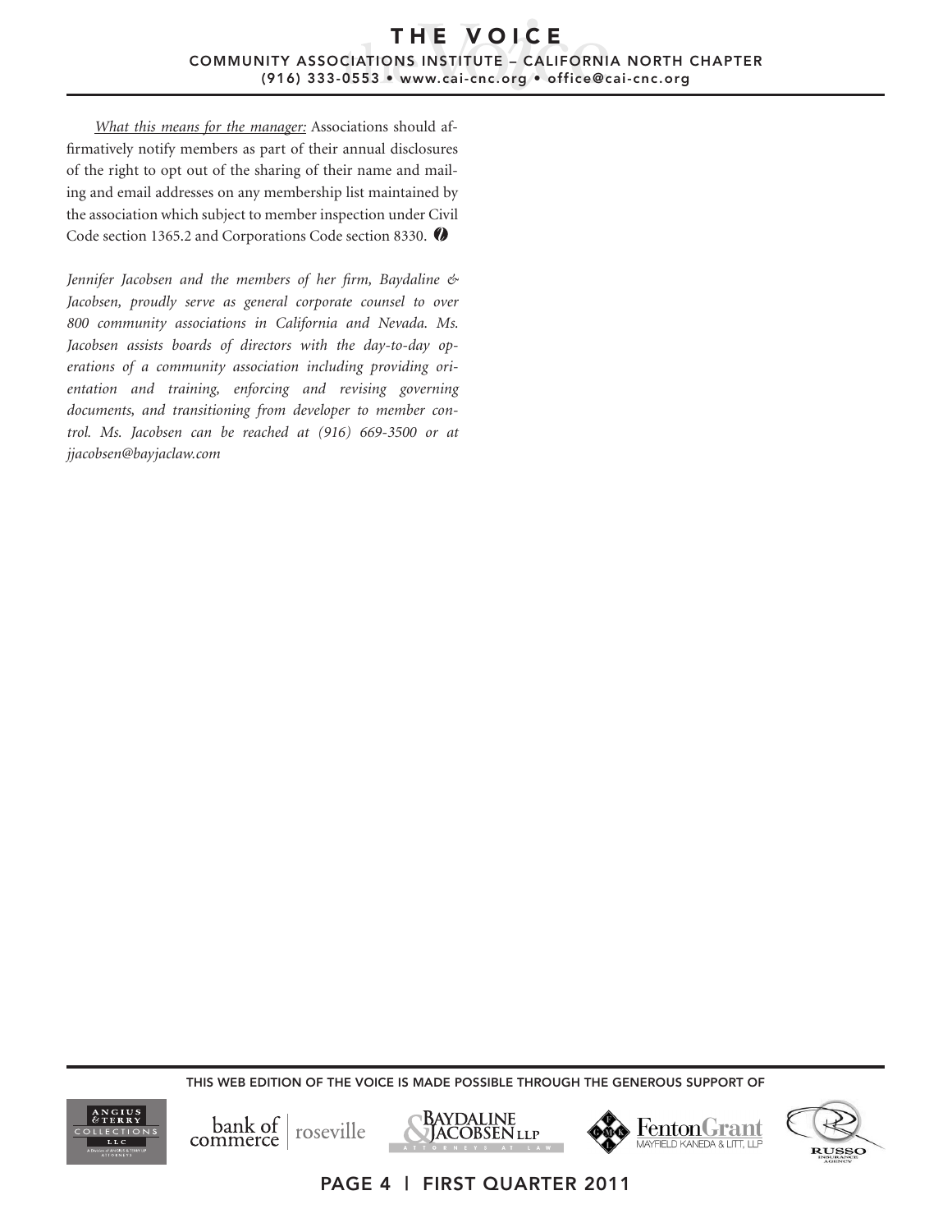*What this means for the manager:* Associations should affirmatively notify members as part of their annual disclosures of the right to opt out of the sharing of their name and mailing and email addresses on any membership list maintained by the association which subject to member inspection under Civil Code section 1365.2 and Corporations Code section 8330.

*Jennifer Jacobsen and the members of her firm, Baydaline & Jacobsen, proudly serve as general corporate counsel to over 800 community associations in California and Nevada. Ms. Jacobsen assists boards of directors with the day-to-day operations of a community association including providing orientation and training, enforcing and revising governing documents, and transitioning from developer to member control. Ms. Jacobsen can be reached at (916) 669-3500 or at jjacobsen@bayjaclaw.com*

THIS WEB EDITION OF THE VOICE IS MADE POSSIBLE THROUGH THE GENEROUS SUPPORT OF

ANGIUS & TERRY COLLECTIONS LLC

bank of commerce | roseville

BAYDALINE & JACOBSEN LLP

FentonGrant MAYFIELD KANEDA & LITT, LLP

RUSSO INSURANCE AGENCY